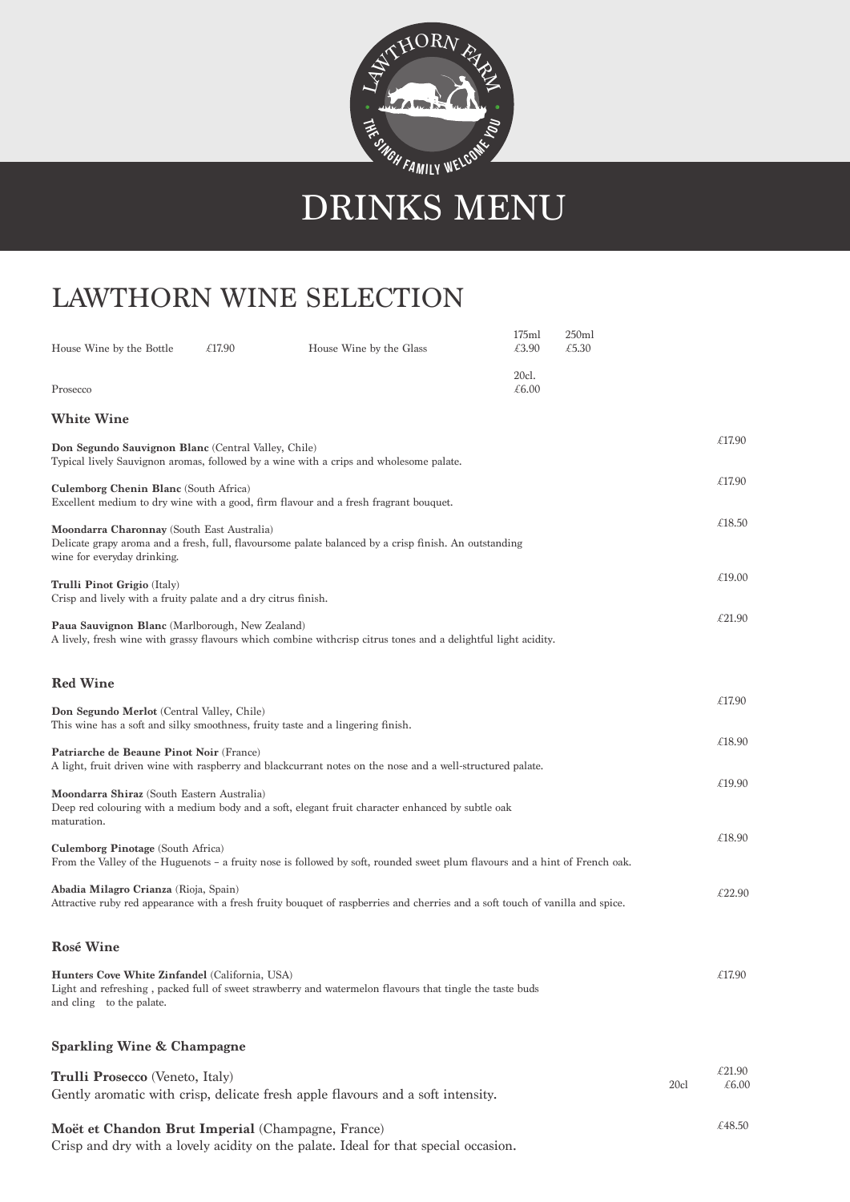LAWTHORN FARM

THE SINGH FAMILY WELCOME YOU

# DRINKS MENU

## LAWTHORN WINE SELECTION

| | | | 175ml | 250ml |
|---|---|---|---|---|
| House Wine by the Bottle | £17.90 | House Wine by the Glass | £3.90 | £5.30 |
| | | | 20cl. | |
| Prosecco | | | £6.00 | |

### White Wine

**Don Segundo Sauvignon Blanc** (Central Valley, Chile) — £17.90
Typical lively Sauvignon aromas, followed by a wine with a crips and wholesome palate.

**Culemborg Chenin Blanc** (South Africa) — £17.90
Excellent medium to dry wine with a good, firm flavour and a fresh fragrant bouquet.

**Moondarra Charonnay** (South East Australia) — £18.50
Delicate grapy aroma and a fresh, full, flavoursome palate balanced by a crisp finish. An outstanding wine for everyday drinking.

**Trulli Pinot Grigio** (Italy) — £19.00
Crisp and lively with a fruity palate and a dry citrus finish.

**Paua Sauvignon Blanc** (Marlborough, New Zealand) — £21.90
A lively, fresh wine with grassy flavours which combine withcrisp citrus tones and a delightful light acidity.

### Red Wine

**Don Segundo Merlot** (Central Valley, Chile) — £17.90
This wine has a soft and silky smoothness, fruity taste and a lingering finish.

**Patriarche de Beaune Pinot Noir** (France) — £18.90
A light, fruit driven wine with raspberry and blackcurrant notes on the nose and a well-structured palate.

**Moondarra Shiraz** (South Eastern Australia) — £19.90
Deep red colouring with a medium body and a soft, elegant fruit character enhanced by subtle oak maturation.

**Culemborg Pinotage** (South Africa) — £18.90
From the Valley of the Huguenots - a fruity nose is followed by soft, rounded sweet plum flavours and a hint of French oak.

**Abadia Milagro Crianza** (Rioja, Spain) — £22.90
Attractive ruby red appearance with a fresh fruity bouquet of raspberries and cherries and a soft touch of vanilla and spice.

### Rosé Wine

**Hunters Cove White Zinfandel** (California, USA) — £17.90
Light and refreshing , packed full of sweet strawberry and watermelon flavours that tingle the taste buds and cling to the palate.

### Sparkling Wine & Champagne

**Trulli Prosecco** (Veneto, Italy) — £21.90 / 20cl £6.00
Gently aromatic with crisp, delicate fresh apple flavours and a soft intensity.

**Moët et Chandon Brut Imperial** (Champagne, France) — £48.50
Crisp and dry with a lovely acidity on the palate. Ideal for that special occasion.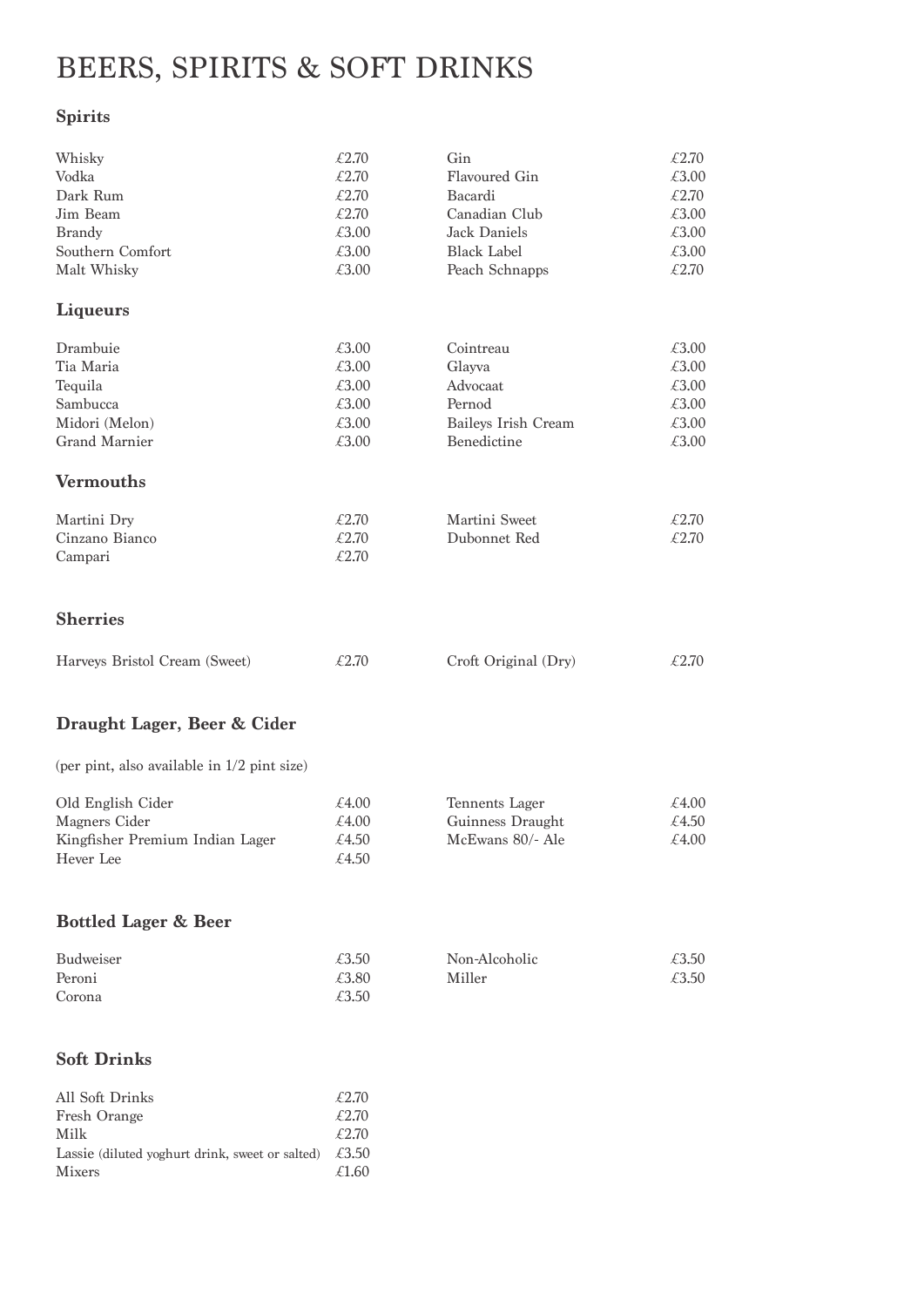# BEERS, SPIRITS & SOFT DRINKS

## Spirits

| | | | |
|---|---|---|---|
| Whisky | £2.70 | Gin | £2.70 |
| Vodka | £2.70 | Flavoured Gin | £3.00 |
| Dark Rum | £2.70 | Bacardi | £2.70 |
| Jim Beam | £2.70 | Canadian Club | £3.00 |
| Brandy | £3.00 | Jack Daniels | £3.00 |
| Southern Comfort | £3.00 | Black Label | £3.00 |
| Malt Whisky | £3.00 | Peach Schnapps | £2.70 |

## Liqueurs

| | | | |
|---|---|---|---|
| Drambuie | £3.00 | Cointreau | £3.00 |
| Tia Maria | £3.00 | Glayva | £3.00 |
| Tequila | £3.00 | Advocaat | £3.00 |
| Sambucca | £3.00 | Pernod | £3.00 |
| Midori (Melon) | £3.00 | Baileys Irish Cream | £3.00 |
| Grand Marnier | £3.00 | Benedictine | £3.00 |

## Vermouths

| | | | |
|---|---|---|---|
| Martini Dry | £2.70 | Martini Sweet | £2.70 |
| Cinzano Bianco | £2.70 | Dubonnet Red | £2.70 |
| Campari | £2.70 | | |

## Sherries

| | | | |
|---|---|---|---|
| Harveys Bristol Cream (Sweet) | £2.70 | Croft Original (Dry) | £2.70 |

## Draught Lager, Beer & Cider

(per pint, also available in 1/2 pint size)

| | | | |
|---|---|---|---|
| Old English Cider | £4.00 | Tennents Lager | £4.00 |
| Magners Cider | £4.00 | Guinness Draught | £4.50 |
| Kingfisher Premium Indian Lager | £4.50 | McEwans 80/- Ale | £4.00 |
| Hever Lee | £4.50 | | |

## Bottled Lager & Beer

| | | | |
|---|---|---|---|
| Budweiser | £3.50 | Non-Alcoholic | £3.50 |
| Peroni | £3.80 | Miller | £3.50 |
| Corona | £3.50 | | |

## Soft Drinks

| | |
|---|---|
| All Soft Drinks | £2.70 |
| Fresh Orange | £2.70 |
| Milk | £2.70 |
| Lassie (diluted yoghurt drink, sweet or salted) | £3.50 |
| Mixers | £1.60 |